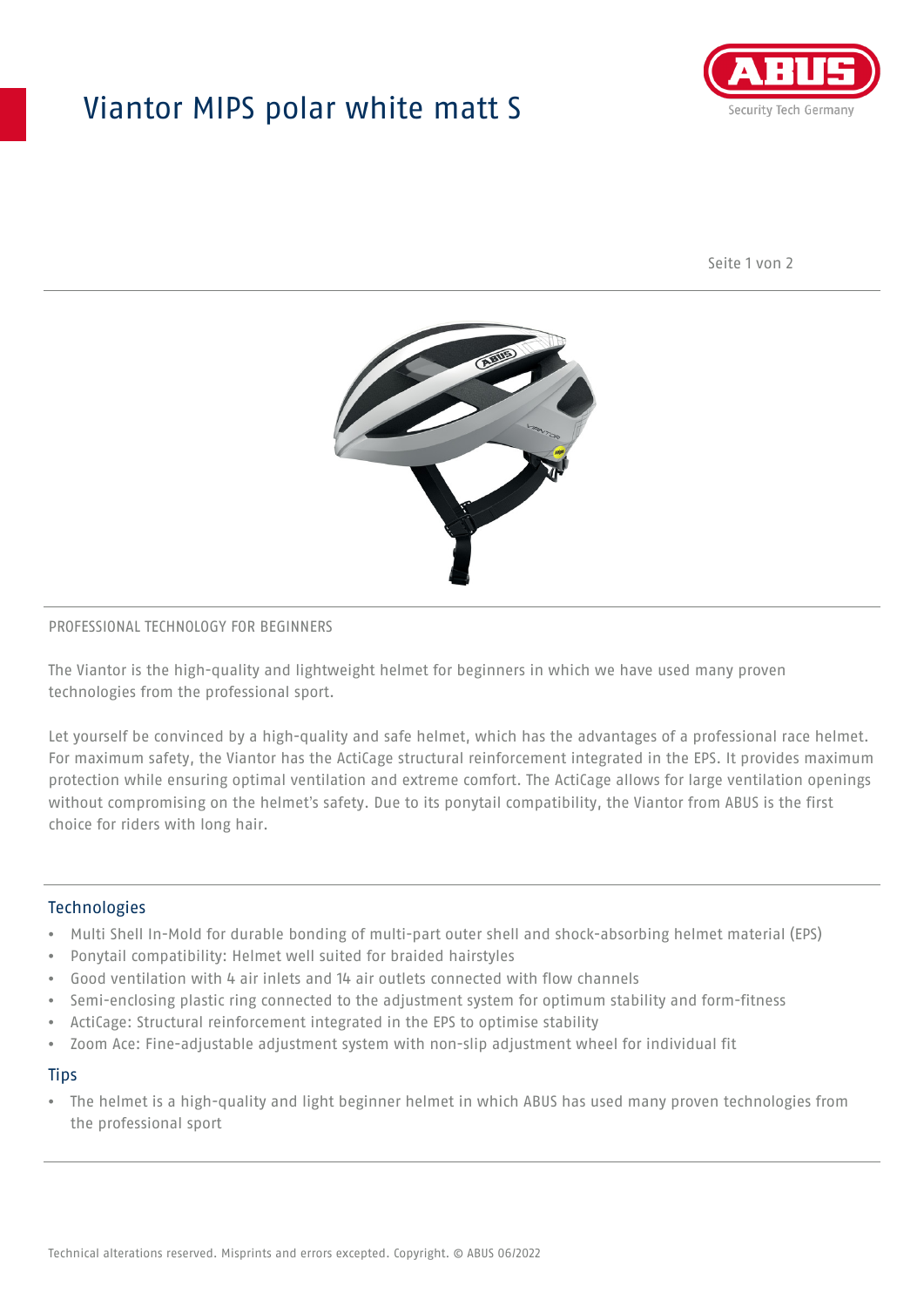# Viantor MIPS polar white matt S

PROFESSIONAL TECHNOLOGY FOR BEGINNERS

The Viantor is the high-quality and lightweight helmet for beginners in which we have used many proven technologies from the professional sport.

Let yourself be convinced by a high-quality and safe helmet, which has the advantages of a professional race helmet. For maximum safety, the Viantor has the ActiCage structural reinforcement integrated in the EPS. It provides maximum protection while ensuring optimal ventilation and extreme comfort. The ActiCage allows for large ventilation openings without compromising on the helmet's safety. Due to its ponytail compatibility, the Viantor from ABUS is the first choice for riders with long hair.

## Technologies

- Multi Shell In-Mold for durable bonding of multi-part outer shell and shock-absorbing helmet material (EPS)
- Ponytail compatibility: Helmet well suited for braided hairstyles
- Good ventilation with 4 air inlets and 14 air outlets connected with flow channels
- Semi-enclosing plastic ring connected to the adjustment system for optimum stability and form-fitness
- ActiCage: Structural reinforcement integrated in the EPS to optimise stability
- Zoom Ace: Fine-adjustable adjustment system with non-slip adjustment wheel for individual fit

## Tips

- The helmet is a high-quality and light beginner helmet in which ABUS has used many proven technologies from the professional sport

Technical alterations reserved. Misprints and errors excepted. Copyright. © ABUS 06/2022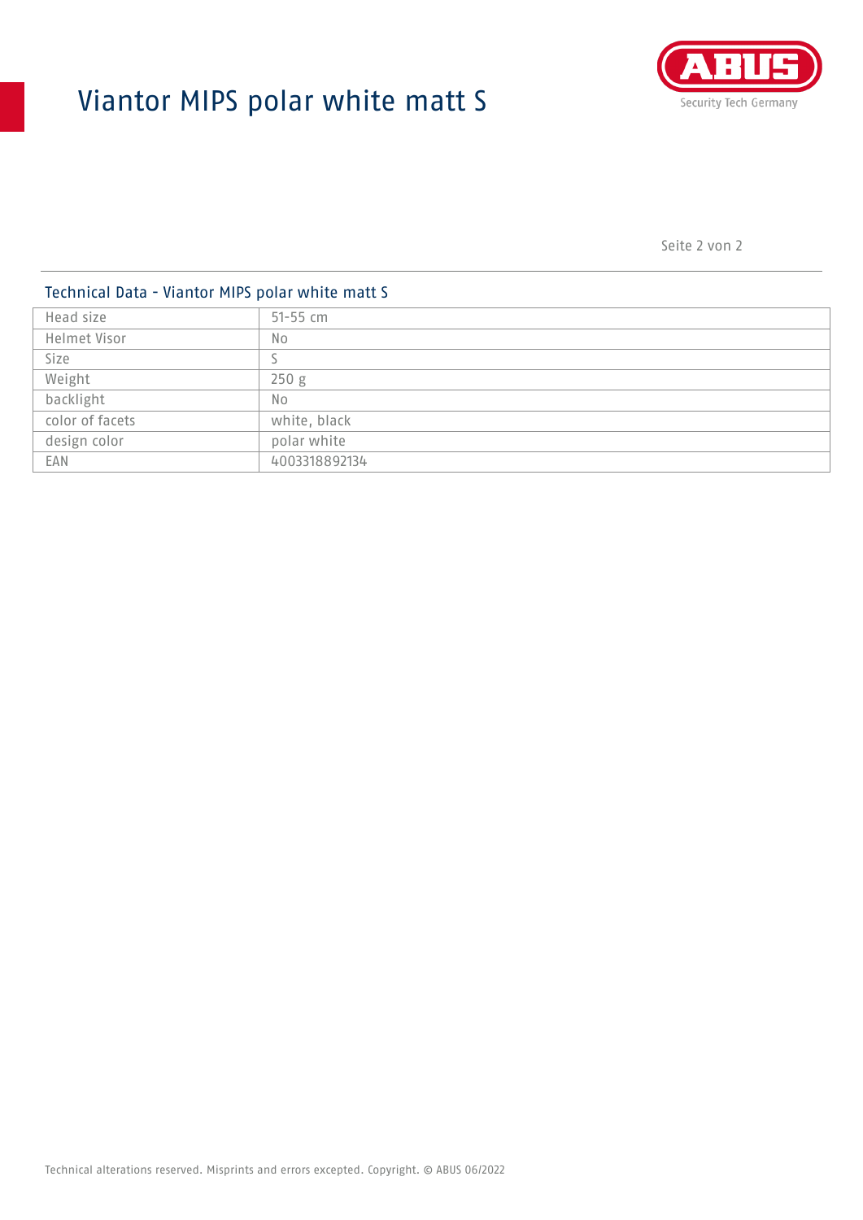# Viantor MIPS polar white matt S

## Technical Data - Viantor MIPS polar white matt S

| | |
|---|---|
| Head size | 51-55 cm |
| Helmet Visor | No |
| Size | S |
| Weight | 250 g |
| backlight | No |
| color of facets | white, black |
| design color | polar white |
| EAN | 4003318892134 |

Technical alterations reserved. Misprints and errors excepted. Copyright. © ABUS 06/2022